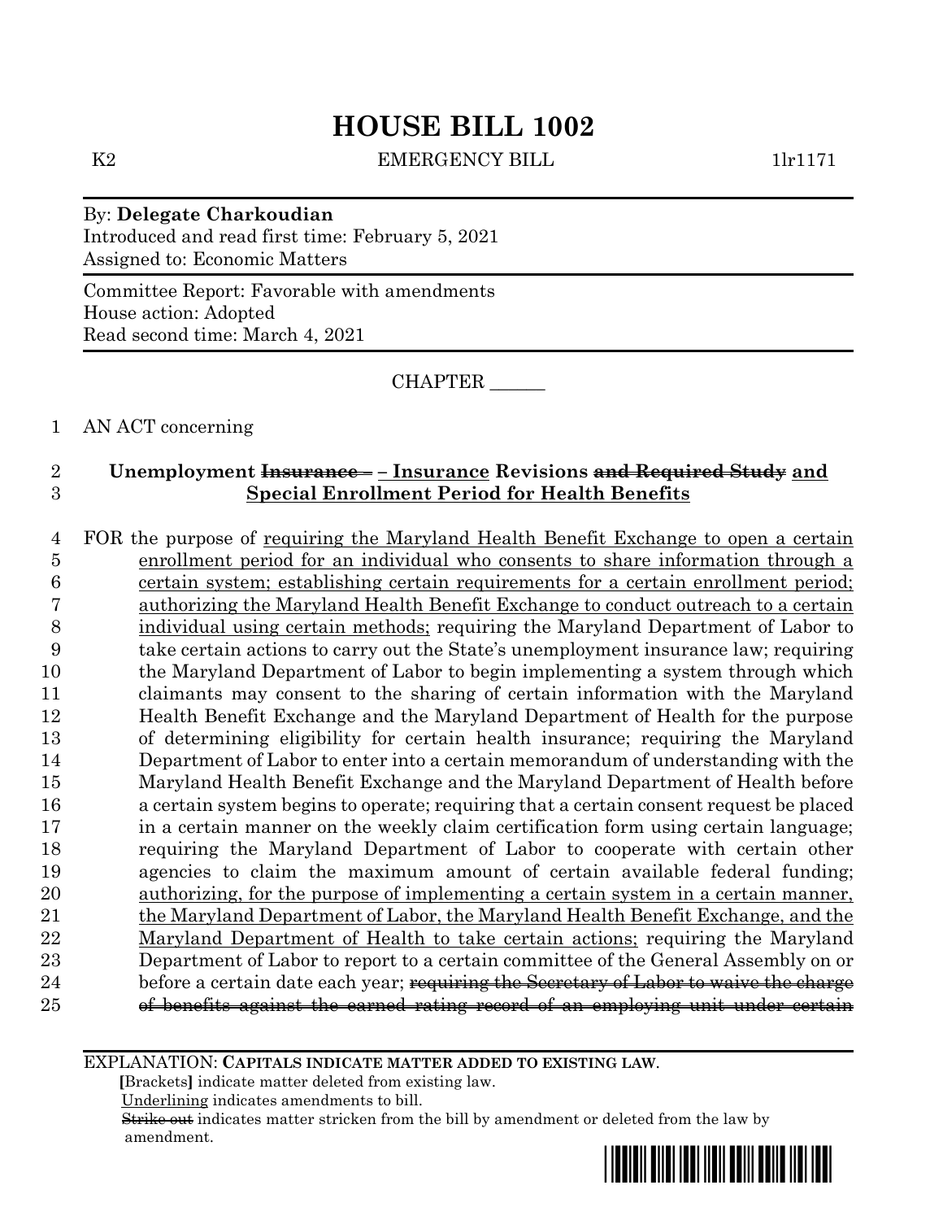# HOUSE BILL 1002

K2 EMERGENCY BILL 1lr1171

By: **Delegate Charkoudian**
Introduced and read first time: February 5, 2021
Assigned to: Economic Matters

Committee Report: Favorable with amendments
House action: Adopted
Read second time: March 4, 2021

CHAPTER ______

1 AN ACT concerning

2 **Unemployment ~~Insurance –~~ – Insurance Revisions ~~and Required Study~~ and**
3 **Special Enrollment Period for Health Benefits**

4 FOR the purpose of requiring the Maryland Health Benefit Exchange to open a certain
5 enrollment period for an individual who consents to share information through a
6 certain system; establishing certain requirements for a certain enrollment period;
7 authorizing the Maryland Health Benefit Exchange to conduct outreach to a certain
8 individual using certain methods; requiring the Maryland Department of Labor to
9 take certain actions to carry out the State's unemployment insurance law; requiring
10 the Maryland Department of Labor to begin implementing a system through which
11 claimants may consent to the sharing of certain information with the Maryland
12 Health Benefit Exchange and the Maryland Department of Health for the purpose
13 of determining eligibility for certain health insurance; requiring the Maryland
14 Department of Labor to enter into a certain memorandum of understanding with the
15 Maryland Health Benefit Exchange and the Maryland Department of Health before
16 a certain system begins to operate; requiring that a certain consent request be placed
17 in a certain manner on the weekly claim certification form using certain language;
18 requiring the Maryland Department of Labor to cooperate with certain other
19 agencies to claim the maximum amount of certain available federal funding;
20 authorizing, for the purpose of implementing a certain system in a certain manner,
21 the Maryland Department of Labor, the Maryland Health Benefit Exchange, and the
22 Maryland Department of Health to take certain actions; requiring the Maryland
23 Department of Labor to report to a certain committee of the General Assembly on or
24 before a certain date each year; ~~requiring the Secretary of Labor to waive the charge~~
25 ~~of benefits against the earned rating record of an employing unit under certain~~

EXPLANATION: **CAPITALS INDICATE MATTER ADDED TO EXISTING LAW.**
**[**Brackets**]** indicate matter deleted from existing law.
Underlining indicates amendments to bill.
~~Strike out~~ indicates matter stricken from the bill by amendment or deleted from the law by amendment.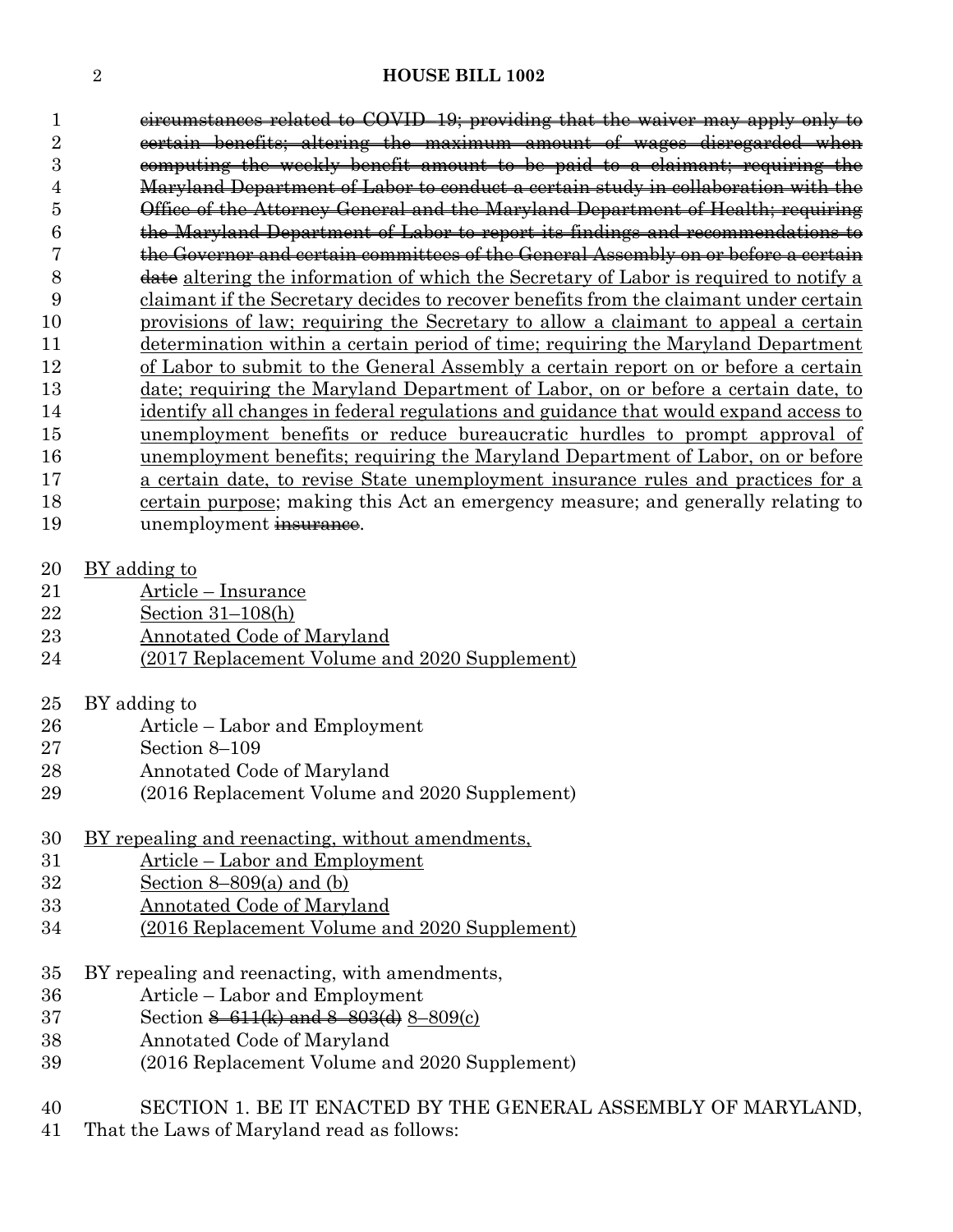~~circumstances related to COVID–19; providing that the waiver may apply only to certain benefits; altering the maximum amount of wages disregarded when computing the weekly benefit amount to be paid to a claimant; requiring the Maryland Department of Labor to conduct a certain study in collaboration with the Office of the Attorney General and the Maryland Department of Health; requiring the Maryland Department of Labor to report its findings and recommendations to the Governor and certain committees of the General Assembly on or before a certain date~~ <u>altering the information of which the Secretary of Labor is required to notify a claimant if the Secretary decides to recover benefits from the claimant under certain provisions of law; requiring the Secretary to allow a claimant to appeal a certain determination within a certain period of time; requiring the Maryland Department of Labor to submit to the General Assembly a certain report on or before a certain date; requiring the Maryland Department of Labor, on or before a certain date, to identify all changes in federal regulations and guidance that would expand access to unemployment benefits or reduce bureaucratic hurdles to prompt approval of unemployment benefits; requiring the Maryland Department of Labor, on or before a certain date, to revise State unemployment insurance rules and practices for a certain purpose</u>; making this Act an emergency measure; and generally relating to unemployment ~~insurance~~.

<u>BY adding to</u>
<u>Article – Insurance</u>
<u>Section 31–108(h)</u>
<u>Annotated Code of Maryland</u>
<u>(2017 Replacement Volume and 2020 Supplement)</u>

BY adding to
Article – Labor and Employment
Section 8–109
Annotated Code of Maryland
(2016 Replacement Volume and 2020 Supplement)

<u>BY repealing and reenacting, without amendments,</u>
<u>Article – Labor and Employment</u>
<u>Section 8–809(a) and (b)</u>
<u>Annotated Code of Maryland</u>
<u>(2016 Replacement Volume and 2020 Supplement)</u>

BY repealing and reenacting, with amendments,
Article – Labor and Employment
Section ~~8–611(k) and 8–803(d)~~ <u>8–809(c)</u>
Annotated Code of Maryland
(2016 Replacement Volume and 2020 Supplement)

SECTION 1. BE IT ENACTED BY THE GENERAL ASSEMBLY OF MARYLAND, That the Laws of Maryland read as follows: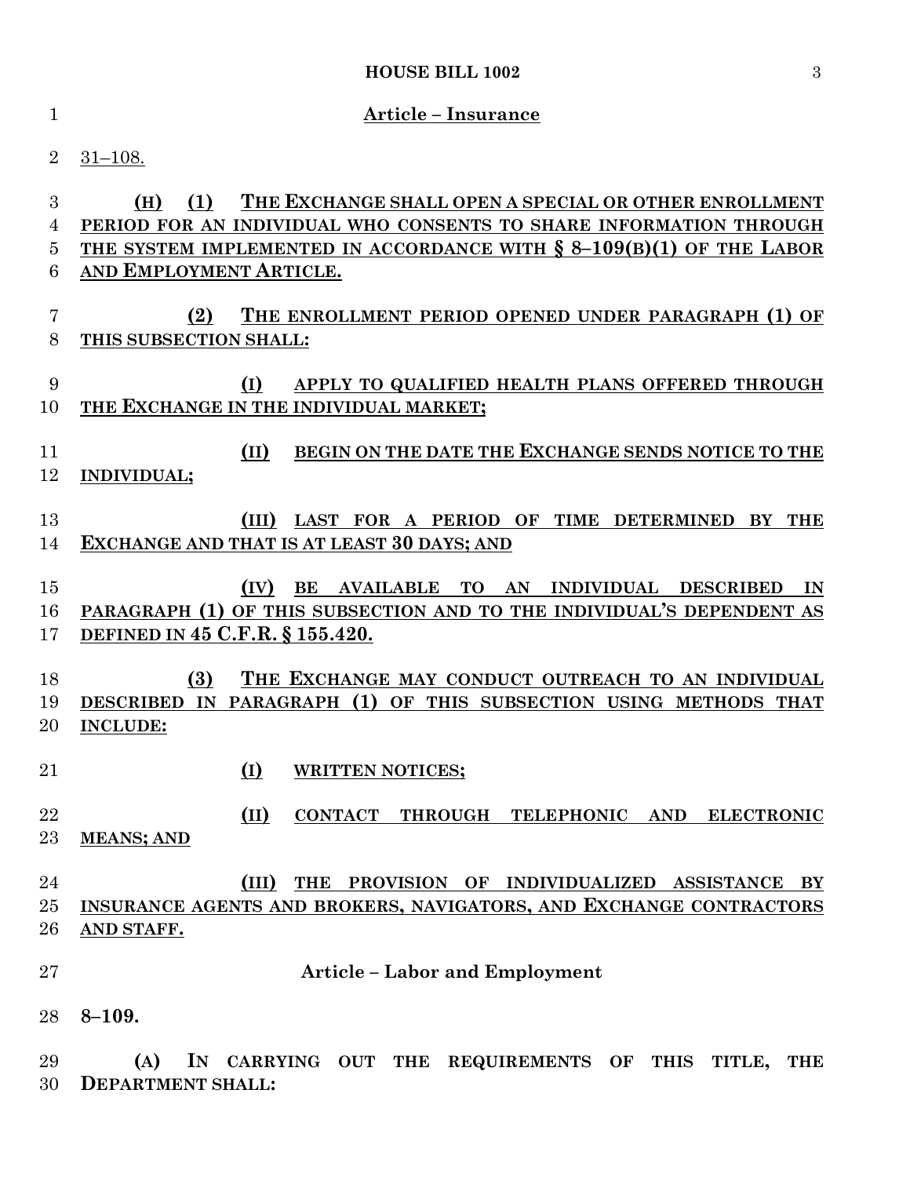**Article – Insurance**

31–108.

(H) (1) THE EXCHANGE SHALL OPEN A SPECIAL OR OTHER ENROLLMENT PERIOD FOR AN INDIVIDUAL WHO CONSENTS TO SHARE INFORMATION THROUGH THE SYSTEM IMPLEMENTED IN ACCORDANCE WITH § 8–109(B)(1) OF THE LABOR AND EMPLOYMENT ARTICLE.

(2) THE ENROLLMENT PERIOD OPENED UNDER PARAGRAPH (1) OF THIS SUBSECTION SHALL:

(I) APPLY TO QUALIFIED HEALTH PLANS OFFERED THROUGH THE EXCHANGE IN THE INDIVIDUAL MARKET;

(II) BEGIN ON THE DATE THE EXCHANGE SENDS NOTICE TO THE INDIVIDUAL;

(III) LAST FOR A PERIOD OF TIME DETERMINED BY THE EXCHANGE AND THAT IS AT LEAST 30 DAYS; AND

(IV) BE AVAILABLE TO AN INDIVIDUAL DESCRIBED IN PARAGRAPH (1) OF THIS SUBSECTION AND TO THE INDIVIDUAL'S DEPENDENT AS DEFINED IN 45 C.F.R. § 155.420.

(3) THE EXCHANGE MAY CONDUCT OUTREACH TO AN INDIVIDUAL DESCRIBED IN PARAGRAPH (1) OF THIS SUBSECTION USING METHODS THAT INCLUDE:

(I) WRITTEN NOTICES;

(II) CONTACT THROUGH TELEPHONIC AND ELECTRONIC MEANS; AND

(III) THE PROVISION OF INDIVIDUALIZED ASSISTANCE BY INSURANCE AGENTS AND BROKERS, NAVIGATORS, AND EXCHANGE CONTRACTORS AND STAFF.

**Article – Labor and Employment**

**8–109.**

**(A) IN CARRYING OUT THE REQUIREMENTS OF THIS TITLE, THE DEPARTMENT SHALL:**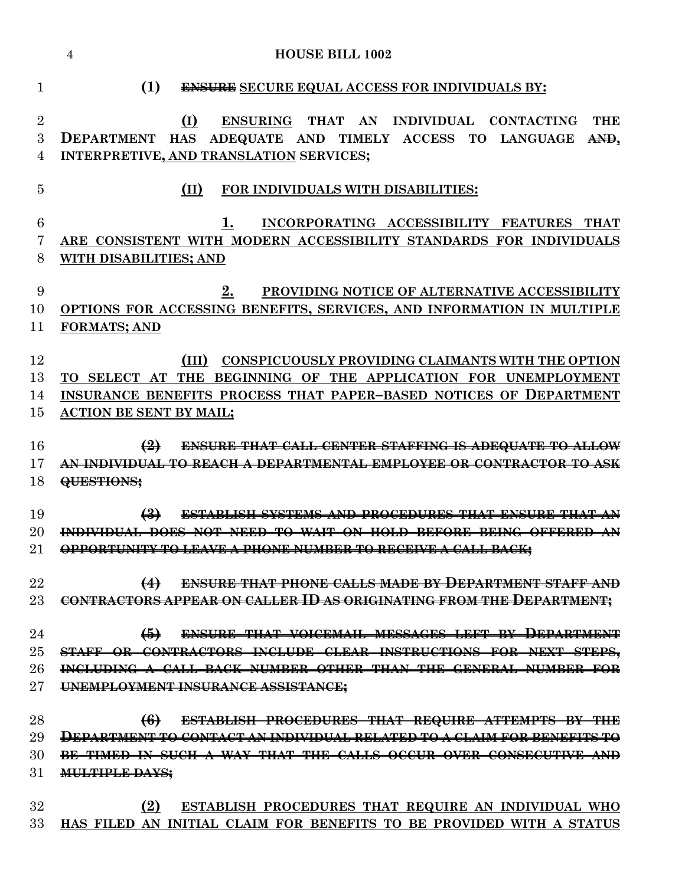(1) ~~ENSURE~~ SECURE EQUAL ACCESS FOR INDIVIDUALS BY:

(I) ENSURING THAT AN INDIVIDUAL CONTACTING THE DEPARTMENT HAS ADEQUATE AND TIMELY ACCESS TO LANGUAGE ~~AND~~, INTERPRETIVE, AND TRANSLATION SERVICES;

(II) FOR INDIVIDUALS WITH DISABILITIES:

1. INCORPORATING ACCESSIBILITY FEATURES THAT ARE CONSISTENT WITH MODERN ACCESSIBILITY STANDARDS FOR INDIVIDUALS WITH DISABILITIES; AND

2. PROVIDING NOTICE OF ALTERNATIVE ACCESSIBILITY OPTIONS FOR ACCESSING BENEFITS, SERVICES, AND INFORMATION IN MULTIPLE FORMATS; AND

(III) CONSPICUOUSLY PROVIDING CLAIMANTS WITH THE OPTION TO SELECT AT THE BEGINNING OF THE APPLICATION FOR UNEMPLOYMENT INSURANCE BENEFITS PROCESS THAT PAPER–BASED NOTICES OF DEPARTMENT ACTION BE SENT BY MAIL;

~~(2) ENSURE THAT CALL CENTER STAFFING IS ADEQUATE TO ALLOW AN INDIVIDUAL TO REACH A DEPARTMENTAL EMPLOYEE OR CONTRACTOR TO ASK QUESTIONS;~~

~~(3) ESTABLISH SYSTEMS AND PROCEDURES THAT ENSURE THAT AN INDIVIDUAL DOES NOT NEED TO WAIT ON HOLD BEFORE BEING OFFERED AN OPPORTUNITY TO LEAVE A PHONE NUMBER TO RECEIVE A CALL BACK;~~

~~(4) ENSURE THAT PHONE CALLS MADE BY DEPARTMENT STAFF AND CONTRACTORS APPEAR ON CALLER ID AS ORIGINATING FROM THE DEPARTMENT;~~

~~(5) ENSURE THAT VOICEMAIL MESSAGES LEFT BY DEPARTMENT STAFF OR CONTRACTORS INCLUDE CLEAR INSTRUCTIONS FOR NEXT STEPS, INCLUDING A CALL–BACK NUMBER OTHER THAN THE GENERAL NUMBER FOR UNEMPLOYMENT INSURANCE ASSISTANCE;~~

~~(6) ESTABLISH PROCEDURES THAT REQUIRE ATTEMPTS BY THE DEPARTMENT TO CONTACT AN INDIVIDUAL RELATED TO A CLAIM FOR BENEFITS TO BE TIMED IN SUCH A WAY THAT THE CALLS OCCUR OVER CONSECUTIVE AND MULTIPLE DAYS;~~

(2) ESTABLISH PROCEDURES THAT REQUIRE AN INDIVIDUAL WHO HAS FILED AN INITIAL CLAIM FOR BENEFITS TO BE PROVIDED WITH A STATUS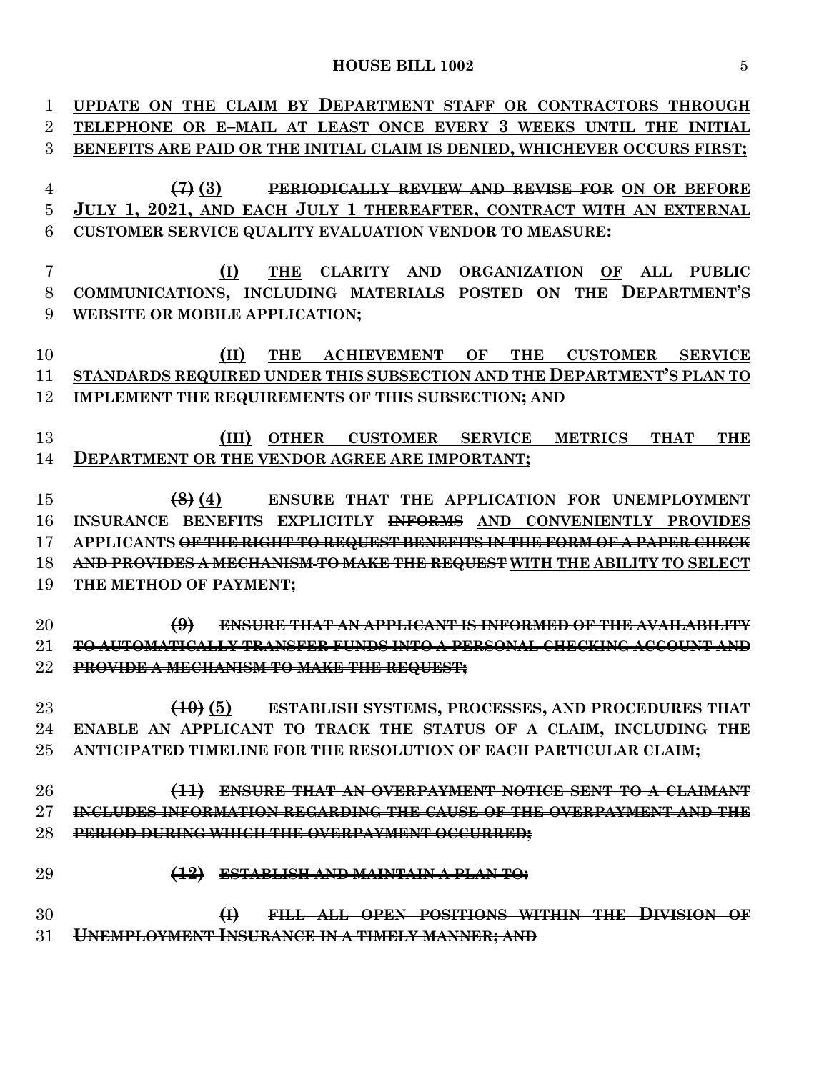UPDATE ON THE CLAIM BY DEPARTMENT STAFF OR CONTRACTORS THROUGH TELEPHONE OR E–MAIL AT LEAST ONCE EVERY 3 WEEKS UNTIL THE INITIAL BENEFITS ARE PAID OR THE INITIAL CLAIM IS DENIED, WHICHEVER OCCURS FIRST;

~~(7)~~ (3) ~~PERIODICALLY REVIEW AND REVISE FOR~~ ON OR BEFORE JULY 1, 2021, AND EACH JULY 1 THEREAFTER, CONTRACT WITH AN EXTERNAL CUSTOMER SERVICE QUALITY EVALUATION VENDOR TO MEASURE:

(I) THE CLARITY AND ORGANIZATION OF ALL PUBLIC COMMUNICATIONS, INCLUDING MATERIALS POSTED ON THE DEPARTMENT'S WEBSITE OR MOBILE APPLICATION;

(II) THE ACHIEVEMENT OF THE CUSTOMER SERVICE STANDARDS REQUIRED UNDER THIS SUBSECTION AND THE DEPARTMENT'S PLAN TO IMPLEMENT THE REQUIREMENTS OF THIS SUBSECTION; AND

(III) OTHER CUSTOMER SERVICE METRICS THAT THE DEPARTMENT OR THE VENDOR AGREE ARE IMPORTANT;

~~(8)~~ (4) ENSURE THAT THE APPLICATION FOR UNEMPLOYMENT INSURANCE BENEFITS EXPLICITLY ~~INFORMS~~ AND CONVENIENTLY PROVIDES APPLICANTS ~~OF THE RIGHT TO REQUEST BENEFITS IN THE FORM OF A PAPER CHECK AND PROVIDES A MECHANISM TO MAKE THE REQUEST~~ WITH THE ABILITY TO SELECT THE METHOD OF PAYMENT;

~~(9) ENSURE THAT AN APPLICANT IS INFORMED OF THE AVAILABILITY TO AUTOMATICALLY TRANSFER FUNDS INTO A PERSONAL CHECKING ACCOUNT AND PROVIDE A MECHANISM TO MAKE THE REQUEST;~~

~~(10)~~ (5) ESTABLISH SYSTEMS, PROCESSES, AND PROCEDURES THAT ENABLE AN APPLICANT TO TRACK THE STATUS OF A CLAIM, INCLUDING THE ANTICIPATED TIMELINE FOR THE RESOLUTION OF EACH PARTICULAR CLAIM;

~~(11) ENSURE THAT AN OVERPAYMENT NOTICE SENT TO A CLAIMANT INCLUDES INFORMATION REGARDING THE CAUSE OF THE OVERPAYMENT AND THE PERIOD DURING WHICH THE OVERPAYMENT OCCURRED;~~

~~(12) ESTABLISH AND MAINTAIN A PLAN TO:~~

~~(I) FILL ALL OPEN POSITIONS WITHIN THE DIVISION OF UNEMPLOYMENT INSURANCE IN A TIMELY MANNER; AND~~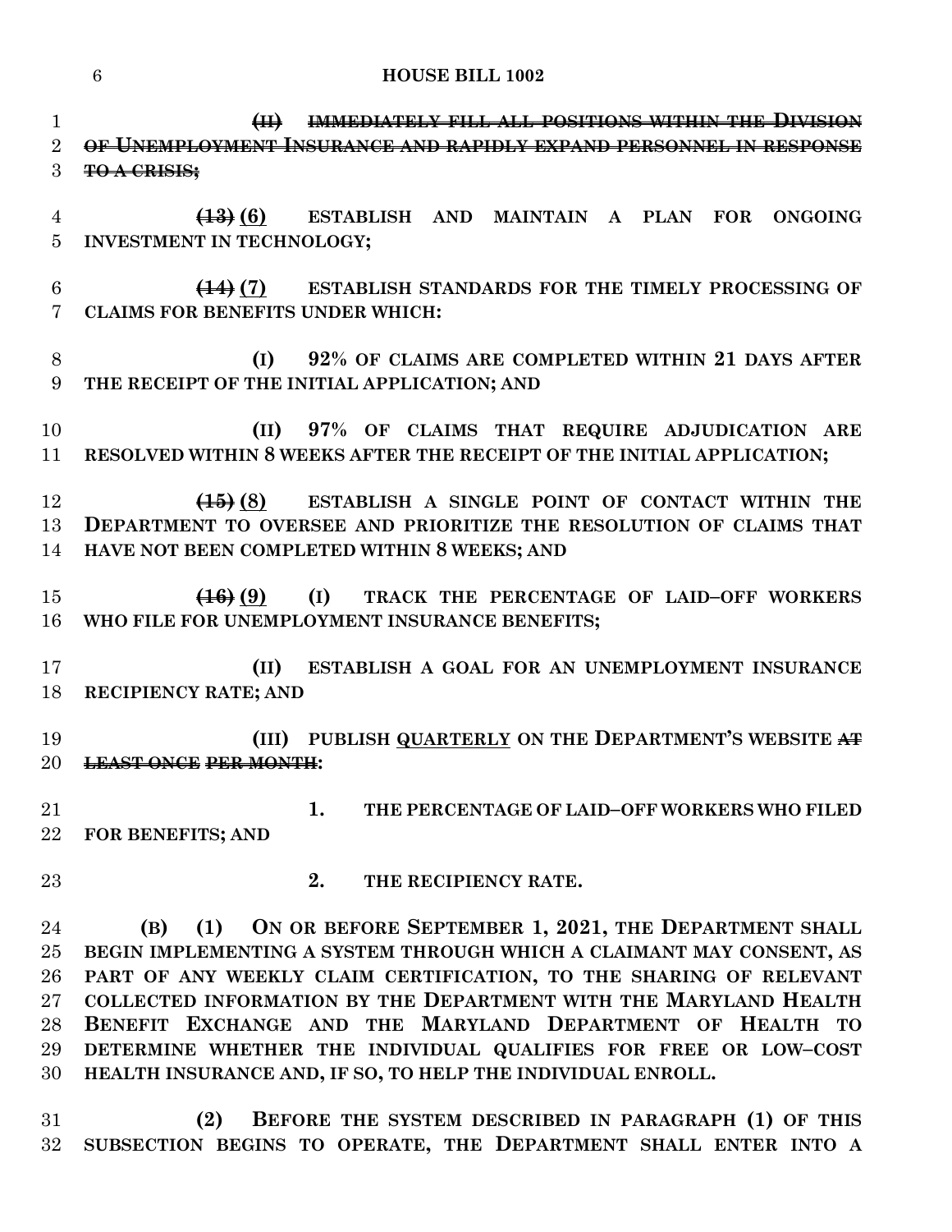**(II) ~~IMMEDIATELY FILL ALL POSITIONS WITHIN THE DIVISION OF UNEMPLOYMENT INSURANCE AND RAPIDLY EXPAND PERSONNEL IN RESPONSE TO A CRISIS;~~**

**~~(13)~~ (6) ESTABLISH AND MAINTAIN A PLAN FOR ONGOING INVESTMENT IN TECHNOLOGY;**

**~~(14)~~ (7) ESTABLISH STANDARDS FOR THE TIMELY PROCESSING OF CLAIMS FOR BENEFITS UNDER WHICH:**

**(I) 92% OF CLAIMS ARE COMPLETED WITHIN 21 DAYS AFTER THE RECEIPT OF THE INITIAL APPLICATION; AND**

**(II) 97% OF CLAIMS THAT REQUIRE ADJUDICATION ARE RESOLVED WITHIN 8 WEEKS AFTER THE RECEIPT OF THE INITIAL APPLICATION;**

**~~(15)~~ (8) ESTABLISH A SINGLE POINT OF CONTACT WITHIN THE DEPARTMENT TO OVERSEE AND PRIORITIZE THE RESOLUTION OF CLAIMS THAT HAVE NOT BEEN COMPLETED WITHIN 8 WEEKS; AND**

**~~(16)~~ (9) (I) TRACK THE PERCENTAGE OF LAID–OFF WORKERS WHO FILE FOR UNEMPLOYMENT INSURANCE BENEFITS;**

**(II) ESTABLISH A GOAL FOR AN UNEMPLOYMENT INSURANCE RECIPIENCY RATE; AND**

**(III) PUBLISH QUARTERLY ON THE DEPARTMENT'S WEBSITE ~~AT LEAST ONCE PER MONTH~~:**

**1. THE PERCENTAGE OF LAID–OFF WORKERS WHO FILED FOR BENEFITS; AND**

**2. THE RECIPIENCY RATE.**

**(B) (1) ON OR BEFORE SEPTEMBER 1, 2021, THE DEPARTMENT SHALL BEGIN IMPLEMENTING A SYSTEM THROUGH WHICH A CLAIMANT MAY CONSENT, AS PART OF ANY WEEKLY CLAIM CERTIFICATION, TO THE SHARING OF RELEVANT COLLECTED INFORMATION BY THE DEPARTMENT WITH THE MARYLAND HEALTH BENEFIT EXCHANGE AND THE MARYLAND DEPARTMENT OF HEALTH TO DETERMINE WHETHER THE INDIVIDUAL QUALIFIES FOR FREE OR LOW–COST HEALTH INSURANCE AND, IF SO, TO HELP THE INDIVIDUAL ENROLL.**

**(2) BEFORE THE SYSTEM DESCRIBED IN PARAGRAPH (1) OF THIS SUBSECTION BEGINS TO OPERATE, THE DEPARTMENT SHALL ENTER INTO A**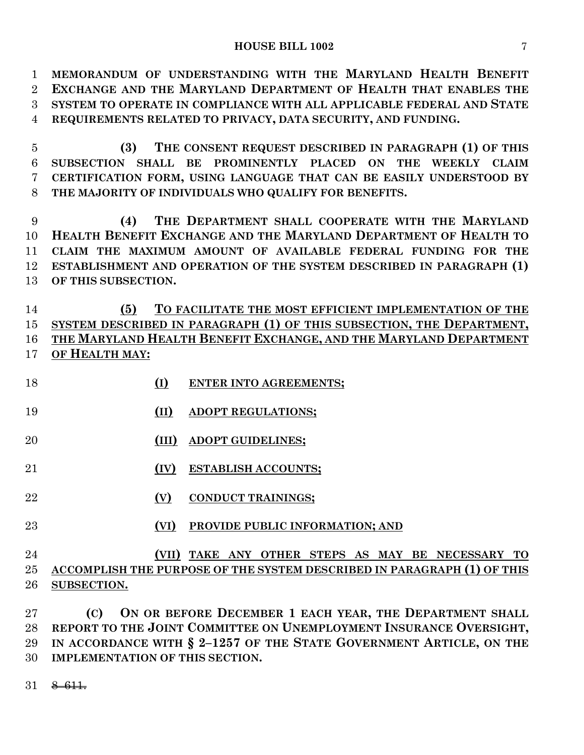**MEMORANDUM OF UNDERSTANDING WITH THE MARYLAND HEALTH BENEFIT EXCHANGE AND THE MARYLAND DEPARTMENT OF HEALTH THAT ENABLES THE SYSTEM TO OPERATE IN COMPLIANCE WITH ALL APPLICABLE FEDERAL AND STATE REQUIREMENTS RELATED TO PRIVACY, DATA SECURITY, AND FUNDING.**

**(3) THE CONSENT REQUEST DESCRIBED IN PARAGRAPH (1) OF THIS SUBSECTION SHALL BE PROMINENTLY PLACED ON THE WEEKLY CLAIM CERTIFICATION FORM, USING LANGUAGE THAT CAN BE EASILY UNDERSTOOD BY THE MAJORITY OF INDIVIDUALS WHO QUALIFY FOR BENEFITS.**

**(4) THE DEPARTMENT SHALL COOPERATE WITH THE MARYLAND HEALTH BENEFIT EXCHANGE AND THE MARYLAND DEPARTMENT OF HEALTH TO CLAIM THE MAXIMUM AMOUNT OF AVAILABLE FEDERAL FUNDING FOR THE ESTABLISHMENT AND OPERATION OF THE SYSTEM DESCRIBED IN PARAGRAPH (1) OF THIS SUBSECTION.**

**<u>(5) TO FACILITATE THE MOST EFFICIENT IMPLEMENTATION OF THE SYSTEM DESCRIBED IN PARAGRAPH (1) OF THIS SUBSECTION, THE DEPARTMENT, THE MARYLAND HEALTH BENEFIT EXCHANGE, AND THE MARYLAND DEPARTMENT OF HEALTH MAY:</u>**

**<u>(I) ENTER INTO AGREEMENTS;</u>**

**<u>(II) ADOPT REGULATIONS;</u>**

**<u>(III) ADOPT GUIDELINES;</u>**

**<u>(IV) ESTABLISH ACCOUNTS;</u>**

**<u>(V) CONDUCT TRAININGS;</u>**

**<u>(VI) PROVIDE PUBLIC INFORMATION; AND</u>**

**<u>(VII) TAKE ANY OTHER STEPS AS MAY BE NECESSARY TO ACCOMPLISH THE PURPOSE OF THE SYSTEM DESCRIBED IN PARAGRAPH (1) OF THIS SUBSECTION.</u>**

**(C) ON OR BEFORE DECEMBER 1 EACH YEAR, THE DEPARTMENT SHALL REPORT TO THE JOINT COMMITTEE ON UNEMPLOYMENT INSURANCE OVERSIGHT, IN ACCORDANCE WITH § 2–1257 OF THE STATE GOVERNMENT ARTICLE, ON THE IMPLEMENTATION OF THIS SECTION.**

~~8–611.~~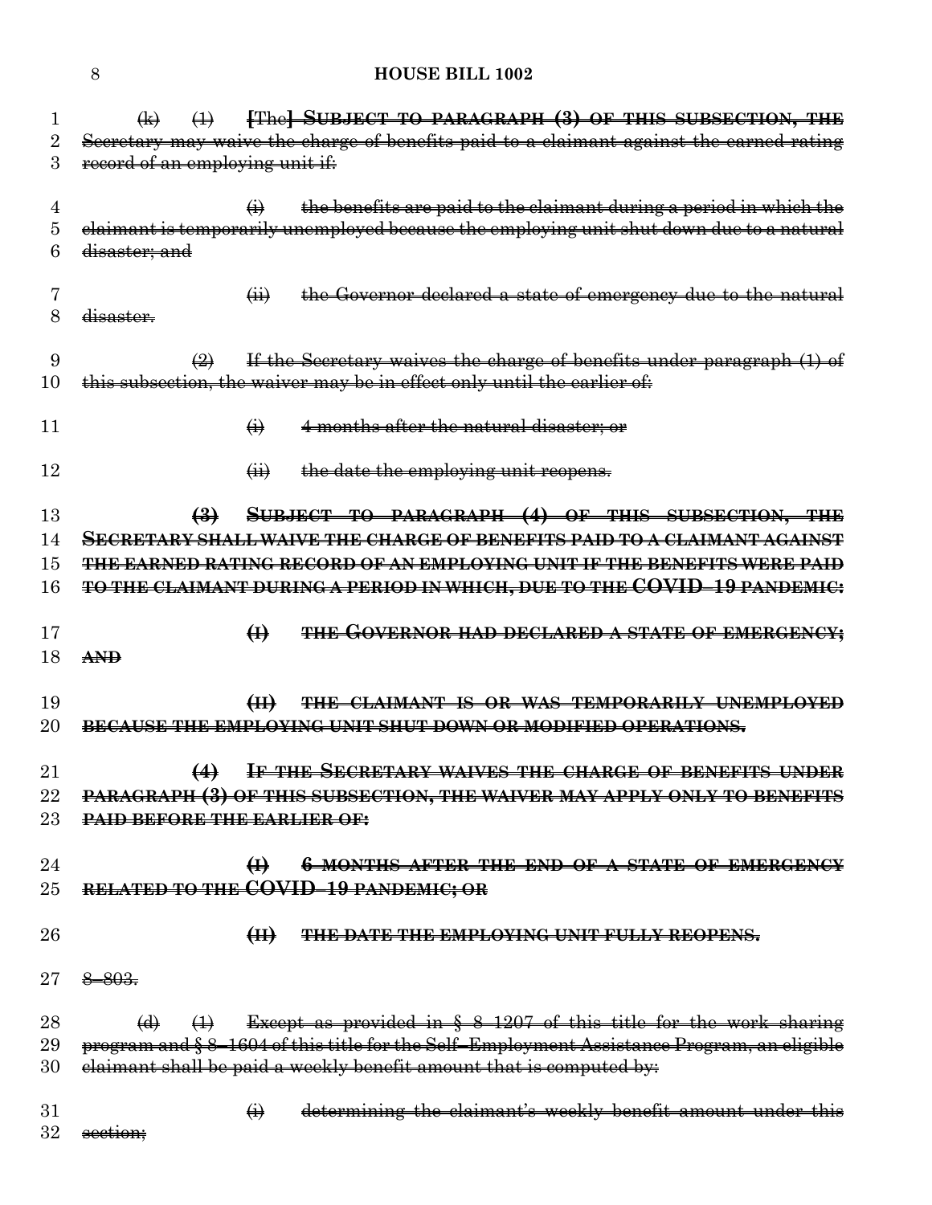(k) (1) [The] SUBJECT TO PARAGRAPH (3) OF THIS SUBSECTION, THE Secretary may waive the charge of benefits paid to a claimant against the earned rating record of an employing unit if:

(i) the benefits are paid to the claimant during a period in which the claimant is temporarily unemployed because the employing unit shut down due to a natural disaster; and

(ii) the Governor declared a state of emergency due to the natural disaster.

(2) If the Secretary waives the charge of benefits under paragraph (1) of this subsection, the waiver may be in effect only until the earlier of:

(i) 4 months after the natural disaster; or

(ii) the date the employing unit reopens.

**(3) SUBJECT TO PARAGRAPH (4) OF THIS SUBSECTION, THE SECRETARY SHALL WAIVE THE CHARGE OF BENEFITS PAID TO A CLAIMANT AGAINST THE EARNED RATING RECORD OF AN EMPLOYING UNIT IF THE BENEFITS WERE PAID TO THE CLAIMANT DURING A PERIOD IN WHICH, DUE TO THE COVID–19 PANDEMIC:**

**(I) THE GOVERNOR HAD DECLARED A STATE OF EMERGENCY; AND**

**(II) THE CLAIMANT IS OR WAS TEMPORARILY UNEMPLOYED BECAUSE THE EMPLOYING UNIT SHUT DOWN OR MODIFIED OPERATIONS.**

**(4) IF THE SECRETARY WAIVES THE CHARGE OF BENEFITS UNDER PARAGRAPH (3) OF THIS SUBSECTION, THE WAIVER MAY APPLY ONLY TO BENEFITS PAID BEFORE THE EARLIER OF:**

**(I) 6 MONTHS AFTER THE END OF A STATE OF EMERGENCY RELATED TO THE COVID–19 PANDEMIC; OR**

**(II) THE DATE THE EMPLOYING UNIT FULLY REOPENS.**

8–803.

(d) (1) Except as provided in § 8–1207 of this title for the work sharing program and § 8–1604 of this title for the Self–Employment Assistance Program, an eligible claimant shall be paid a weekly benefit amount that is computed by:

(i) determining the claimant's weekly benefit amount under this section;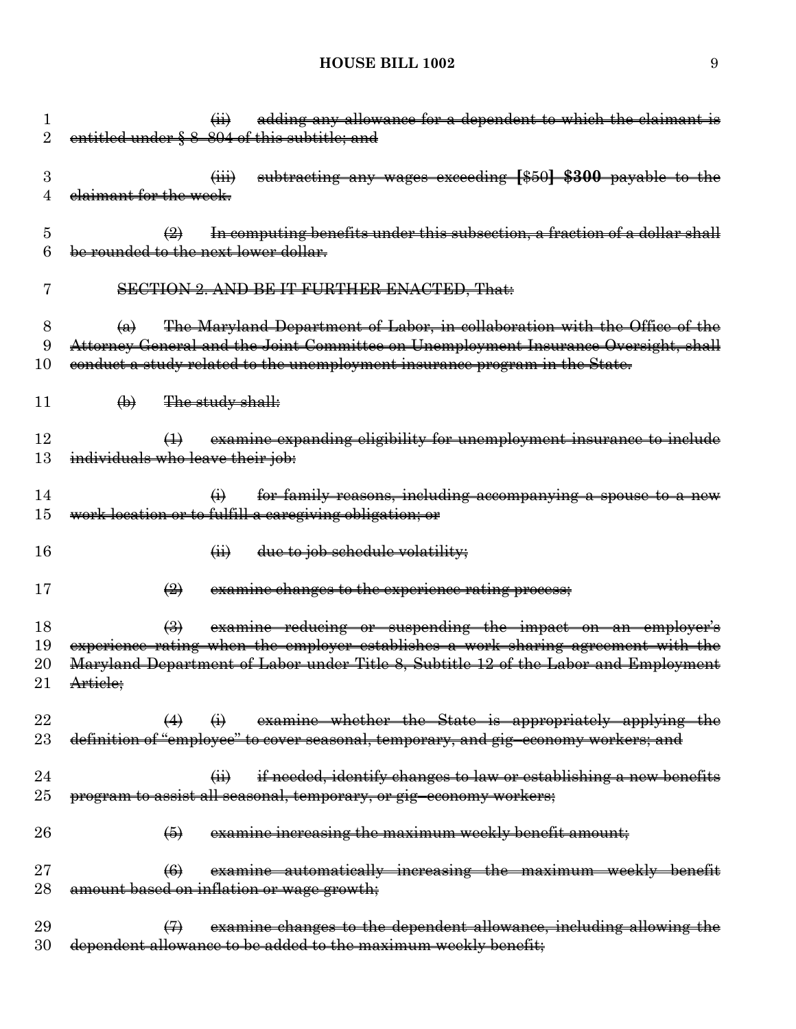~~(ii) adding any allowance for a dependent to which the claimant is entitled under § 8–804 of this subtitle; and~~

~~(iii) subtracting any wages exceeding **[**$50**] $300** payable to the claimant for the week.~~

~~(2) In computing benefits under this subsection, a fraction of a dollar shall be rounded to the next lower dollar.~~

~~SECTION 2. AND BE IT FURTHER ENACTED, That:~~

~~(a) The Maryland Department of Labor, in collaboration with the Office of the Attorney General and the Joint Committee on Unemployment Insurance Oversight, shall conduct a study related to the unemployment insurance program in the State.~~

~~(b) The study shall:~~

~~(1) examine expanding eligibility for unemployment insurance to include individuals who leave their job:~~

~~(i) for family reasons, including accompanying a spouse to a new work location or to fulfill a caregiving obligation; or~~

~~(ii) due to job schedule volatility;~~

~~(2) examine changes to the experience rating process;~~

~~(3) examine reducing or suspending the impact on an employer's experience rating when the employer establishes a work sharing agreement with the Maryland Department of Labor under Title 8, Subtitle 12 of the Labor and Employment Article;~~

~~(4) (i) examine whether the State is appropriately applying the definition of "employee" to cover seasonal, temporary, and gig–economy workers; and~~

~~(ii) if needed, identify changes to law or establishing a new benefits program to assist all seasonal, temporary, or gig–economy workers;~~

~~(5) examine increasing the maximum weekly benefit amount;~~

~~(6) examine automatically increasing the maximum weekly benefit amount based on inflation or wage growth;~~

~~(7) examine changes to the dependent allowance, including allowing the dependent allowance to be added to the maximum weekly benefit;~~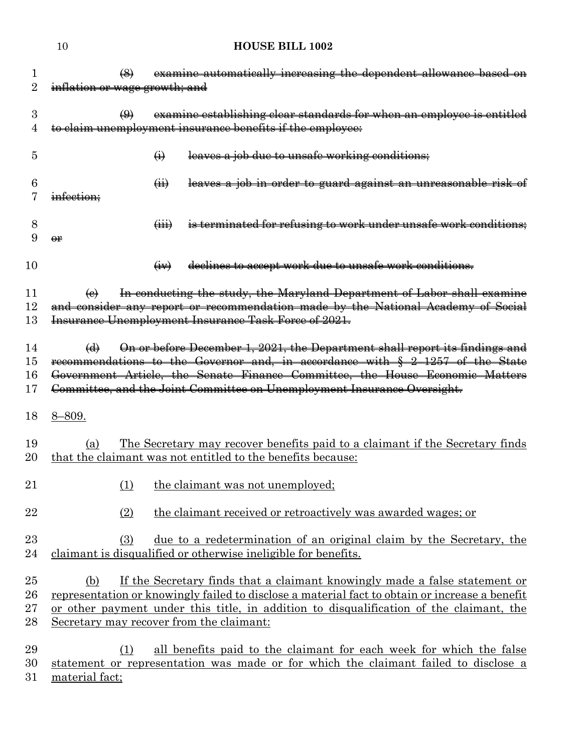~~(8) examine automatically increasing the dependent allowance based on inflation or wage growth; and~~

~~(9) examine establishing clear standards for when an employee is entitled to claim unemployment insurance benefits if the employee:~~

~~(i) leaves a job due to unsafe working conditions;~~

~~(ii) leaves a job in order to guard against an unreasonable risk of infection;~~

~~(iii) is terminated for refusing to work under unsafe work conditions; or~~

~~(iv) declines to accept work due to unsafe work conditions.~~

~~(c) In conducting the study, the Maryland Department of Labor shall examine and consider any report or recommendation made by the National Academy of Social Insurance Unemployment Insurance Task Force of 2021.~~

~~(d) On or before December 1, 2021, the Department shall report its findings and recommendations to the Governor and, in accordance with § 2–1257 of the State Government Article, the Senate Finance Committee, the House Economic Matters Committee, and the Joint Committee on Unemployment Insurance Oversight.~~

<u>8–809.</u>

<u>(a) The Secretary may recover benefits paid to a claimant if the Secretary finds that the claimant was not entitled to the benefits because:</u>

<u>(1) the claimant was not unemployed;</u>

<u>(2) the claimant received or retroactively was awarded wages; or</u>

<u>(3) due to a redetermination of an original claim by the Secretary, the claimant is disqualified or otherwise ineligible for benefits.</u>

<u>(b) If the Secretary finds that a claimant knowingly made a false statement or representation or knowingly failed to disclose a material fact to obtain or increase a benefit or other payment under this title, in addition to disqualification of the claimant, the Secretary may recover from the claimant:</u>

<u>(1) all benefits paid to the claimant for each week for which the false statement or representation was made or for which the claimant failed to disclose a material fact;</u>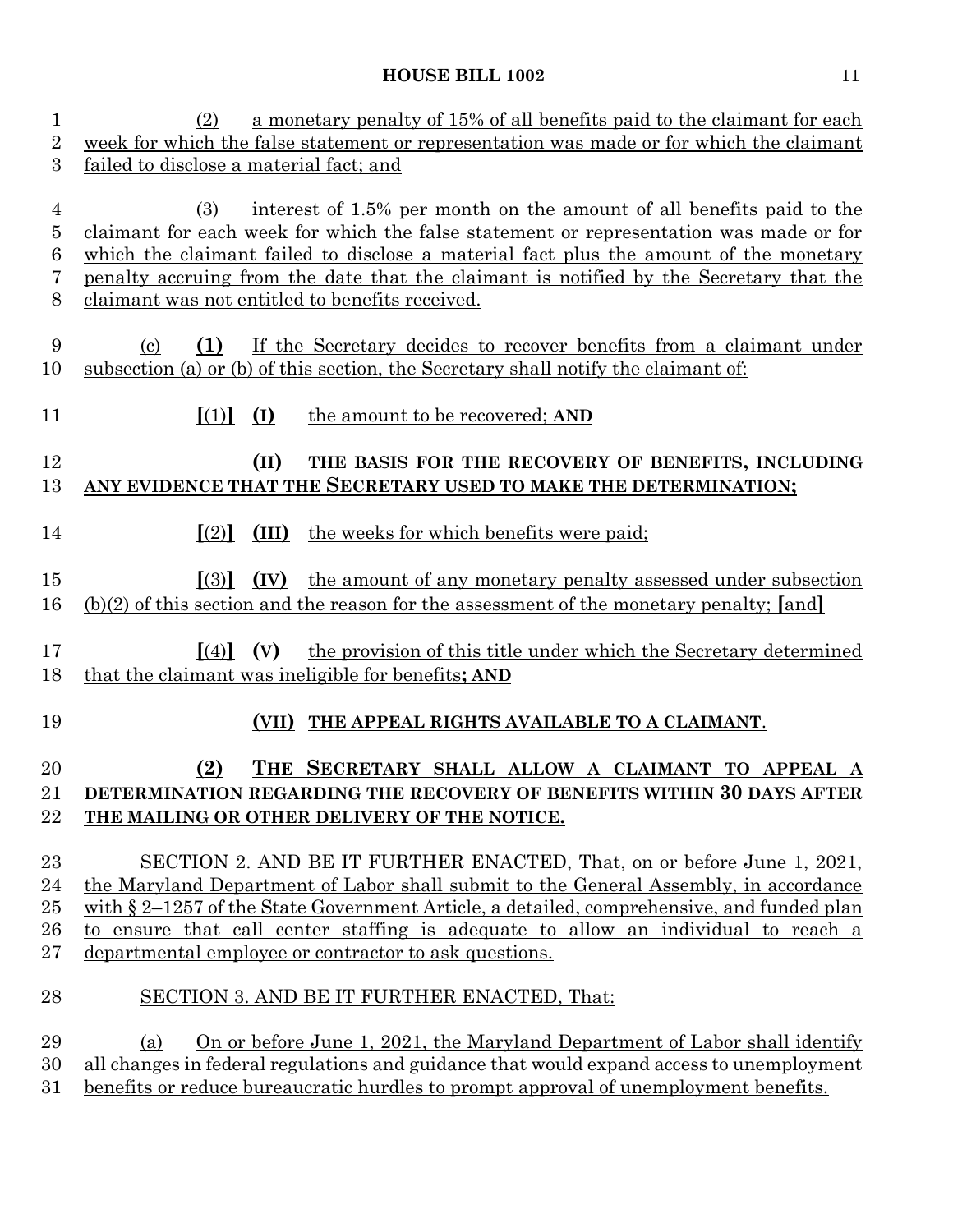(2) a monetary penalty of 15% of all benefits paid to the claimant for each week for which the false statement or representation was made or for which the claimant failed to disclose a material fact; and

(3) interest of 1.5% per month on the amount of all benefits paid to the claimant for each week for which the false statement or representation was made or for which the claimant failed to disclose a material fact plus the amount of the monetary penalty accruing from the date that the claimant is notified by the Secretary that the claimant was not entitled to benefits received.

(c) **(1)** If the Secretary decides to recover benefits from a claimant under subsection (a) or (b) of this section, the Secretary shall notify the claimant of:

**[**(1)**]** **(I)** the amount to be recovered; **AND**

**(II) THE BASIS FOR THE RECOVERY OF BENEFITS, INCLUDING ANY EVIDENCE THAT THE SECRETARY USED TO MAKE THE DETERMINATION;**

**[**(2)**]** **(III)** the weeks for which benefits were paid;

**[**(3)**]** **(IV)** the amount of any monetary penalty assessed under subsection (b)(2) of this section and the reason for the assessment of the monetary penalty; **[**and**]**

**[**(4)**]** **(V)** the provision of this title under which the Secretary determined that the claimant was ineligible for benefits**; AND**

**(VII) THE APPEAL RIGHTS AVAILABLE TO A CLAIMANT**.

**(2) THE SECRETARY SHALL ALLOW A CLAIMANT TO APPEAL A DETERMINATION REGARDING THE RECOVERY OF BENEFITS WITHIN 30 DAYS AFTER THE MAILING OR OTHER DELIVERY OF THE NOTICE.**

SECTION 2. AND BE IT FURTHER ENACTED, That, on or before June 1, 2021, the Maryland Department of Labor shall submit to the General Assembly, in accordance with § 2–1257 of the State Government Article, a detailed, comprehensive, and funded plan to ensure that call center staffing is adequate to allow an individual to reach a departmental employee or contractor to ask questions.

SECTION 3. AND BE IT FURTHER ENACTED, That:

(a) On or before June 1, 2021, the Maryland Department of Labor shall identify all changes in federal regulations and guidance that would expand access to unemployment benefits or reduce bureaucratic hurdles to prompt approval of unemployment benefits.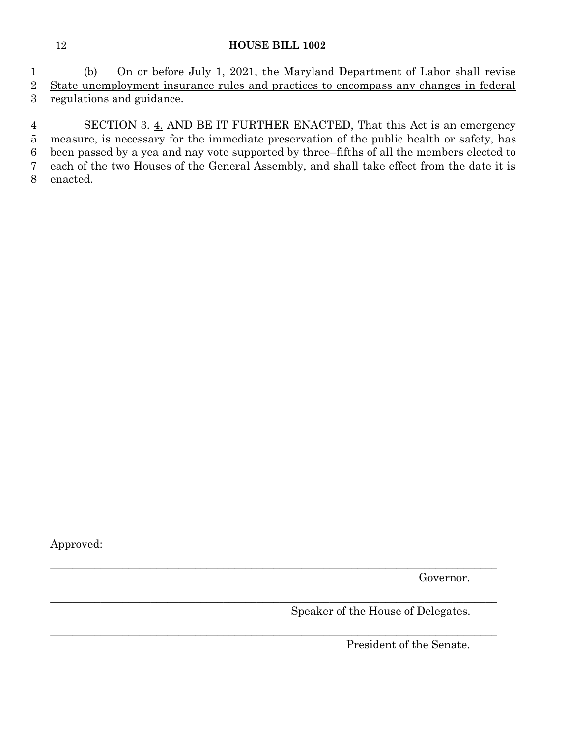(b) On or before July 1, 2021, the Maryland Department of Labor shall revise State unemployment insurance rules and practices to encompass any changes in federal regulations and guidance.

SECTION ~~3.~~ 4. AND BE IT FURTHER ENACTED, That this Act is an emergency measure, is necessary for the immediate preservation of the public health or safety, has been passed by a yea and nay vote supported by three–fifths of all the members elected to each of the two Houses of the General Assembly, and shall take effect from the date it is enacted.

Approved:

\_\_\_\_\_\_\_\_\_\_\_\_\_\_\_\_\_\_\_\_\_\_\_\_\_\_\_\_\_\_\_\_\_\_\_\_\_\_\_\_\_\_\_\_\_\_\_\_\_\_\_\_\_\_\_\_\_\_\_\_\_\_\_\_\_\_\_\_\_\_\_\_\_\_\_\_\_\_

Governor.

\_\_\_\_\_\_\_\_\_\_\_\_\_\_\_\_\_\_\_\_\_\_\_\_\_\_\_\_\_\_\_\_\_\_\_\_\_\_\_\_\_\_\_\_\_\_\_\_\_\_\_\_\_\_\_\_\_\_\_\_\_\_\_\_\_\_\_\_\_\_\_\_\_\_\_\_\_\_

Speaker of the House of Delegates.

\_\_\_\_\_\_\_\_\_\_\_\_\_\_\_\_\_\_\_\_\_\_\_\_\_\_\_\_\_\_\_\_\_\_\_\_\_\_\_\_\_\_\_\_\_\_\_\_\_\_\_\_\_\_\_\_\_\_\_\_\_\_\_\_\_\_\_\_\_\_\_\_\_\_\_\_\_\_

President of the Senate.